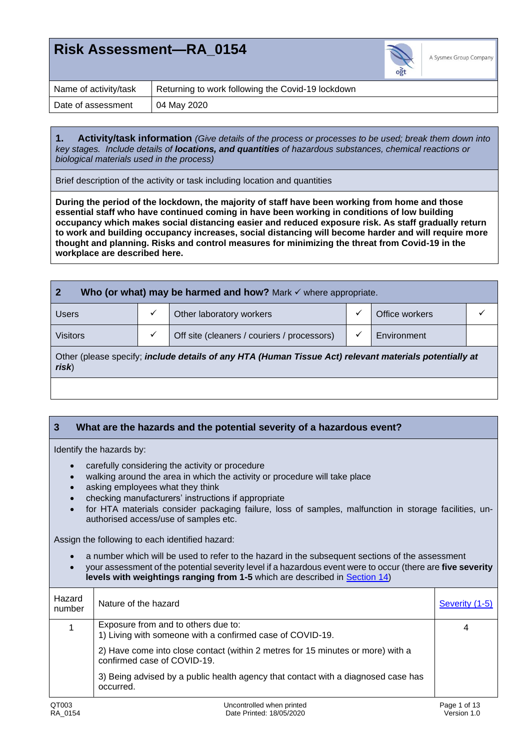# Risk Assessment—RA_0154

A Sysmex Group Company

| Name of activity/task | Returning to work following the Covid-19 lockdown |
|---|---|
| Date of assessment | 04 May 2020 |

## 1. Activity/task information

*(Give details of the process or processes to be used; break them down into key stages. Include details of* ***locations, and quantities*** *of hazardous substances, chemical reactions or biological materials used in the process)*

Brief description of the activity or task including location and quantities

**During the period of the lockdown, the majority of staff have been working from home and those essential staff who have continued coming in have been working in conditions of low building occupancy which makes social distancing easier and reduced exposure risk. As staff gradually return to work and building occupancy increases, social distancing will become harder and will require more thought and planning. Risks and control measures for minimizing the threat from Covid-19 in the workplace are described here.**

## 2 Who (or what) may be harmed and how?

Mark ✓ where appropriate.

| | | | | | |
|---|---|---|---|---|---|
| Users | ✓ | Other laboratory workers | ✓ | Office workers | ✓ |
| Visitors | ✓ | Off site (cleaners / couriers / processors) | ✓ | Environment | |

Other (please specify; ***include details of any HTA (Human Tissue Act) relevant materials potentially at risk***)

## 3 What are the hazards and the potential severity of a hazardous event?

Identify the hazards by:

- carefully considering the activity or procedure
- walking around the area in which the activity or procedure will take place
- asking employees what they think
- checking manufacturers' instructions if appropriate
- for HTA materials consider packaging failure, loss of samples, malfunction in storage facilities, un-authorised access/use of samples etc.

Assign the following to each identified hazard:

- a number which will be used to refer to the hazard in the subsequent sections of the assessment
- your assessment of the potential severity level if a hazardous event were to occur (there are **five severity levels with weightings ranging from 1-5** which are described in Section 14)

| Hazard number | Nature of the hazard | Severity (1-5) |
|---|---|---|
| 1 | Exposure from and to others due to:<br>1) Living with someone with a confirmed case of COVID-19.<br>2) Have come into close contact (within 2 metres for 15 minutes or more) with a confirmed case of COVID-19.<br>3) Being advised by a public health agency that contact with a diagnosed case has occurred. | 4 |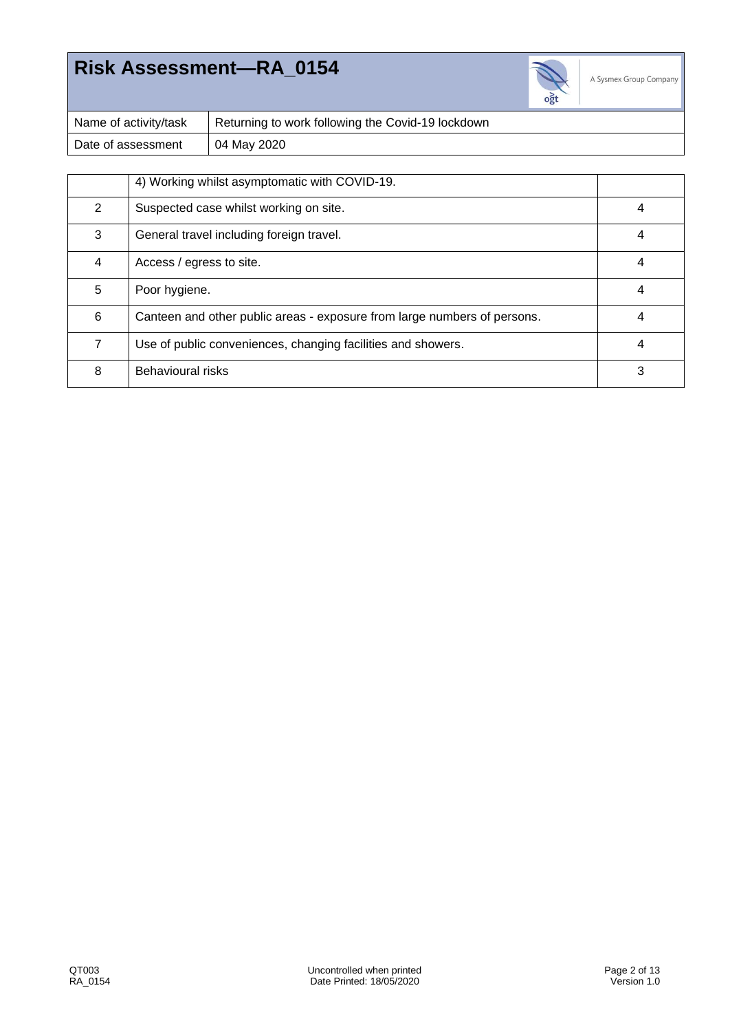# Risk Assessment—RA_0154

A Sysmex Group Company

| Name of activity/task | Returning to work following the Covid-19 lockdown |
|---|---|
| Date of assessment | 04 May 2020 |

| | | |
|---|---|---|
| | 4) Working whilst asymptomatic with COVID-19. | |
| 2 | Suspected case whilst working on site. | 4 |
| 3 | General travel including foreign travel. | 4 |
| 4 | Access / egress to site. | 4 |
| 5 | Poor hygiene. | 4 |
| 6 | Canteen and other public areas - exposure from large numbers of persons. | 4 |
| 7 | Use of public conveniences, changing facilities and showers. | 4 |
| 8 | Behavioural risks | 3 |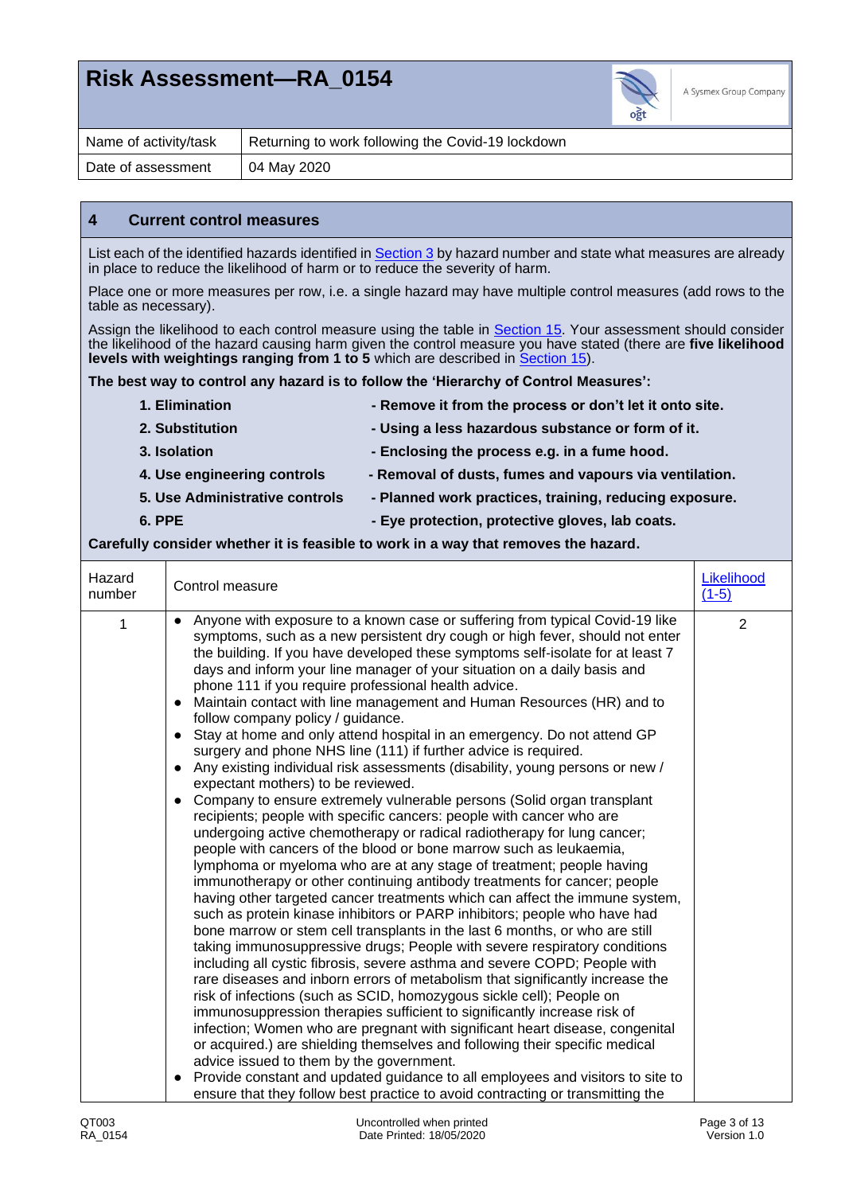# Risk Assessment—RA_0154

| Name of activity/task | Returning to work following the Covid-19 lockdown |
|---|---|
| Date of assessment | 04 May 2020 |

## 4 Current control measures

List each of the identified hazards identified in Section 3 by hazard number and state what measures are already in place to reduce the likelihood of harm or to reduce the severity of harm.

Place one or more measures per row, i.e. a single hazard may have multiple control measures (add rows to the table as necessary).

Assign the likelihood to each control measure using the table in Section 15. Your assessment should consider the likelihood of the hazard causing harm given the control measure you have stated (there are **five likelihood levels with weightings ranging from 1 to 5** which are described in Section 15).

**The best way to control any hazard is to follow the 'Hierarchy of Control Measures':**

1. **Elimination** - **Remove it from the process or don't let it onto site.**
2. **Substitution** - **Using a less hazardous substance or form of it.**
3. **Isolation** - **Enclosing the process e.g. in a fume hood.**
4. **Use engineering controls** - **Removal of dusts, fumes and vapours via ventilation.**
5. **Use Administrative controls** - **Planned work practices, training, reducing exposure.**
6. **PPE** - **Eye protection, protective gloves, lab coats.**

**Carefully consider whether it is feasible to work in a way that removes the hazard.**

| Hazard number | Control measure | Likelihood (1-5) |
|---|---|---|
| 1 | • Anyone with exposure to a known case or suffering from typical Covid-19 like symptoms, such as a new persistent dry cough or high fever, should not enter the building. If you have developed these symptoms self-isolate for at least 7 days and inform your line manager of your situation on a daily basis and phone 111 if you require professional health advice.<br>• Maintain contact with line management and Human Resources (HR) and to follow company policy / guidance.<br>• Stay at home and only attend hospital in an emergency. Do not attend GP surgery and phone NHS line (111) if further advice is required.<br>• Any existing individual risk assessments (disability, young persons or new / expectant mothers) to be reviewed.<br>• Company to ensure extremely vulnerable persons (Solid organ transplant recipients; people with specific cancers: people with cancer who are undergoing active chemotherapy or radical radiotherapy for lung cancer; people with cancers of the blood or bone marrow such as leukaemia, lymphoma or myeloma who are at any stage of treatment; people having immunotherapy or other continuing antibody treatments for cancer; people having other targeted cancer treatments which can affect the immune system, such as protein kinase inhibitors or PARP inhibitors; people who have had bone marrow or stem cell transplants in the last 6 months, or who are still taking immunosuppressive drugs; People with severe respiratory conditions including all cystic fibrosis, severe asthma and severe COPD; People with rare diseases and inborn errors of metabolism that significantly increase the risk of infections (such as SCID, homozygous sickle cell); People on immunosuppression therapies sufficient to significantly increase risk of infection; Women who are pregnant with significant heart disease, congenital or acquired.) are shielding themselves and following their specific medical advice issued to them by the government.<br>• Provide constant and updated guidance to all employees and visitors to site to ensure that they follow best practice to avoid contracting or transmitting the | 2 |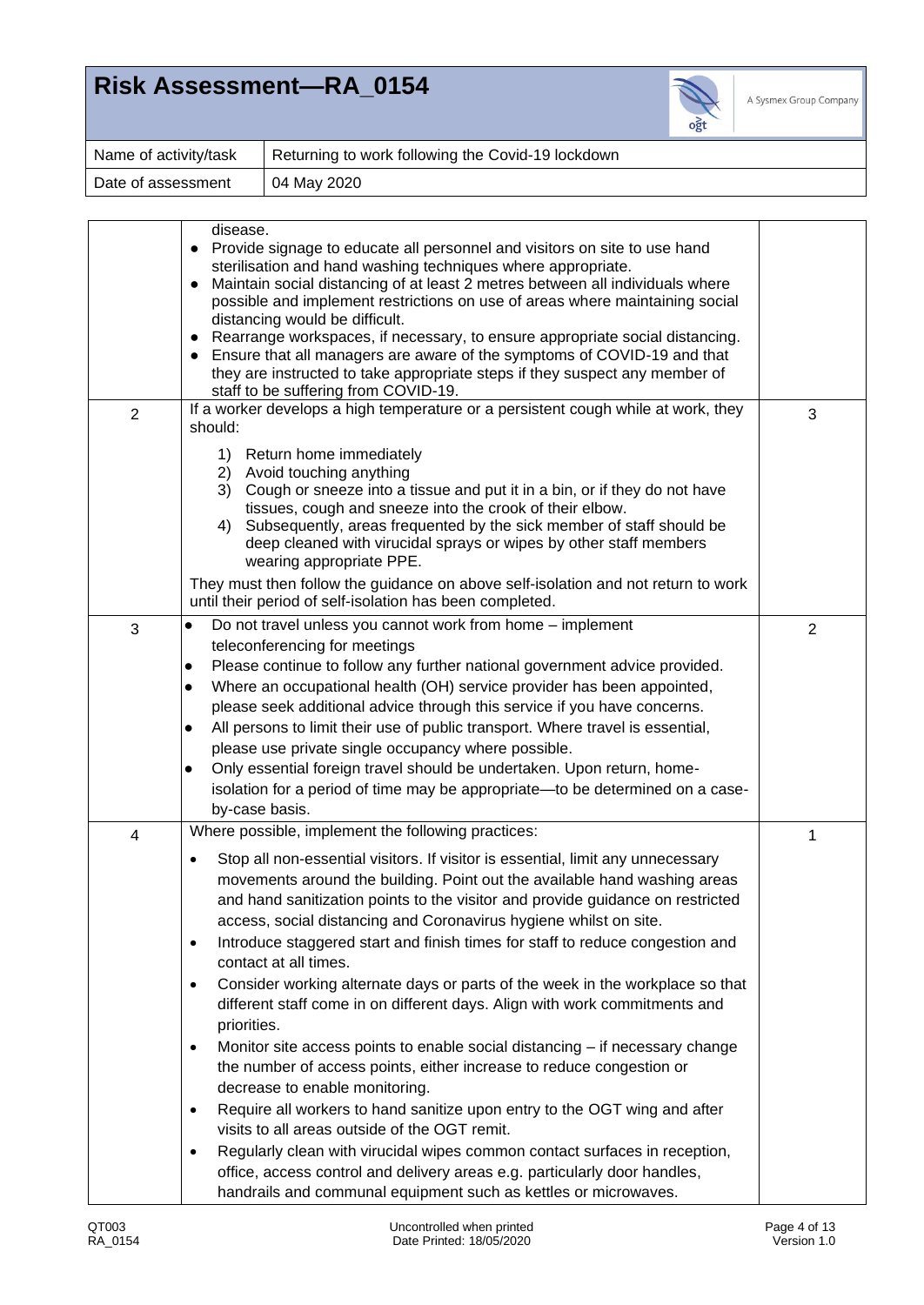# Risk Assessment—RA_0154

| Name of activity/task | Returning to work following the Covid-19 lockdown |
|---|---|
| Date of assessment | 04 May 2020 |

| | | |
|---|---|---|
| | disease.<br>• Provide signage to educate all personnel and visitors on site to use hand sterilisation and hand washing techniques where appropriate.<br>• Maintain social distancing of at least 2 metres between all individuals where possible and implement restrictions on use of areas where maintaining social distancing would be difficult.<br>• Rearrange workspaces, if necessary, to ensure appropriate social distancing.<br>• Ensure that all managers are aware of the symptoms of COVID-19 and that they are instructed to take appropriate steps if they suspect any member of staff to be suffering from COVID-19. | |
| 2 | If a worker develops a high temperature or a persistent cough while at work, they should:<br>1) Return home immediately<br>2) Avoid touching anything<br>3) Cough or sneeze into a tissue and put it in a bin, or if they do not have tissues, cough and sneeze into the crook of their elbow.<br>4) Subsequently, areas frequented by the sick member of staff should be deep cleaned with virucidal sprays or wipes by other staff members wearing appropriate PPE.<br>They must then follow the guidance on above self-isolation and not return to work until their period of self-isolation has been completed. | 3 |
| 3 | • Do not travel unless you cannot work from home – implement teleconferencing for meetings<br>• Please continue to follow any further national government advice provided.<br>• Where an occupational health (OH) service provider has been appointed, please seek additional advice through this service if you have concerns.<br>• All persons to limit their use of public transport. Where travel is essential, please use private single occupancy where possible.<br>• Only essential foreign travel should be undertaken. Upon return, home-isolation for a period of time may be appropriate—to be determined on a case-by-case basis. | 2 |
| 4 | Where possible, implement the following practices:<br>• Stop all non-essential visitors. If visitor is essential, limit any unnecessary movements around the building. Point out the available hand washing areas and hand sanitization points to the visitor and provide guidance on restricted access, social distancing and Coronavirus hygiene whilst on site.<br>• Introduce staggered start and finish times for staff to reduce congestion and contact at all times.<br>• Consider working alternate days or parts of the week in the workplace so that different staff come in on different days. Align with work commitments and priorities.<br>• Monitor site access points to enable social distancing – if necessary change the number of access points, either increase to reduce congestion or decrease to enable monitoring.<br>• Require all workers to hand sanitize upon entry to the OGT wing and after visits to all areas outside of the OGT remit.<br>• Regularly clean with virucidal wipes common contact surfaces in reception, office, access control and delivery areas e.g. particularly door handles, handrails and communal equipment such as kettles or microwaves. | 1 |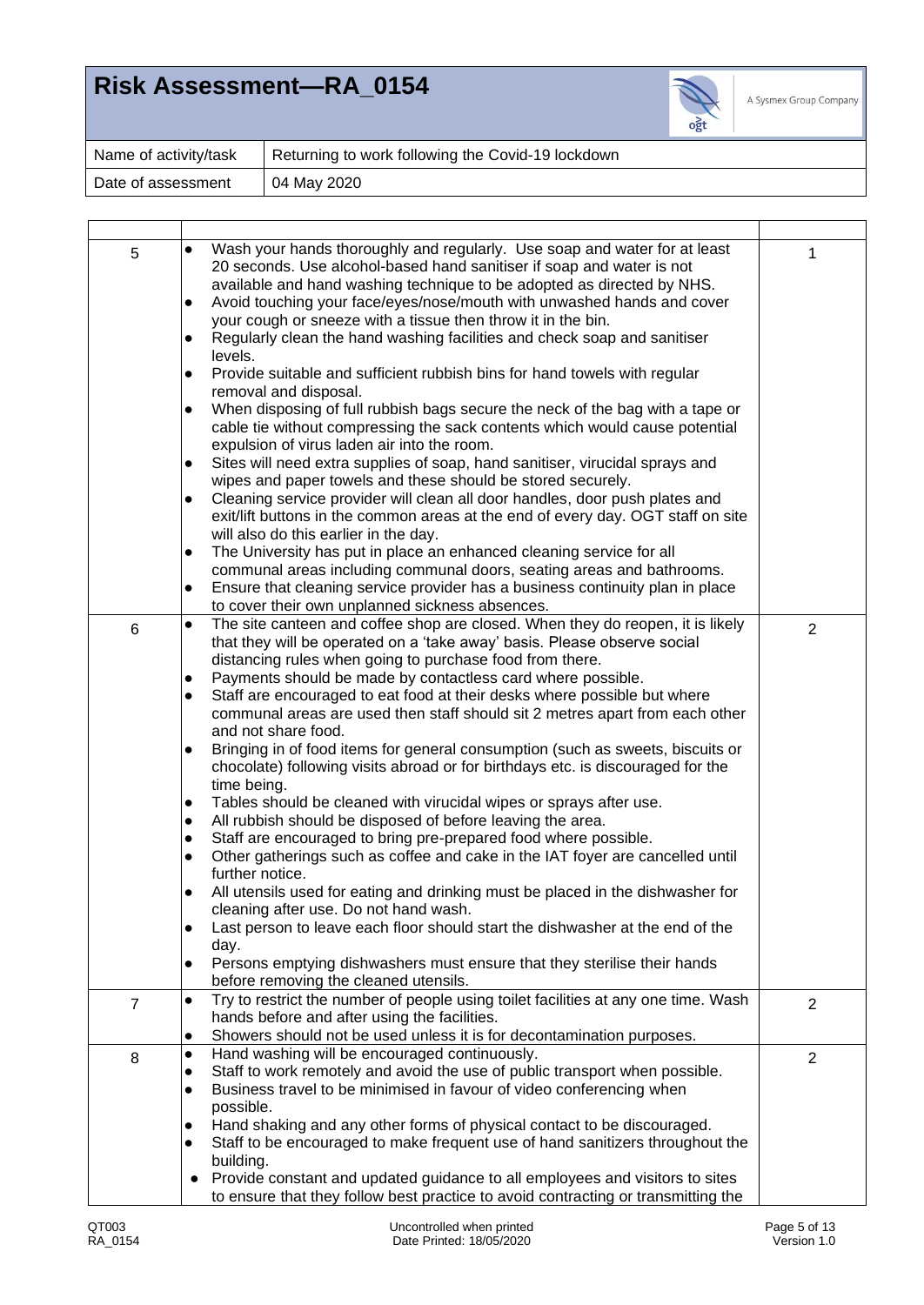# Risk Assessment—RA_0154

| Name of activity/task | Returning to work following the Covid-19 lockdown |
|---|---|
| Date of assessment | 04 May 2020 |

| | | |
|---|---|---|
| 5 | • Wash your hands thoroughly and regularly. Use soap and water for at least 20 seconds. Use alcohol-based hand sanitiser if soap and water is not available and hand washing technique to be adopted as directed by NHS.<br>• Avoid touching your face/eyes/nose/mouth with unwashed hands and cover your cough or sneeze with a tissue then throw it in the bin.<br>• Regularly clean the hand washing facilities and check soap and sanitiser levels.<br>• Provide suitable and sufficient rubbish bins for hand towels with regular removal and disposal.<br>• When disposing of full rubbish bags secure the neck of the bag with a tape or cable tie without compressing the sack contents which would cause potential expulsion of virus laden air into the room.<br>• Sites will need extra supplies of soap, hand sanitiser, virucidal sprays and wipes and paper towels and these should be stored securely.<br>• Cleaning service provider will clean all door handles, door push plates and exit/lift buttons in the common areas at the end of every day. OGT staff on site will also do this earlier in the day.<br>• The University has put in place an enhanced cleaning service for all communal areas including communal doors, seating areas and bathrooms.<br>• Ensure that cleaning service provider has a business continuity plan in place to cover their own unplanned sickness absences. | 1 |
| 6 | • The site canteen and coffee shop are closed. When they do reopen, it is likely that they will be operated on a 'take away' basis. Please observe social distancing rules when going to purchase food from there.<br>• Payments should be made by contactless card where possible.<br>• Staff are encouraged to eat food at their desks where possible but where communal areas are used then staff should sit 2 metres apart from each other and not share food.<br>• Bringing in of food items for general consumption (such as sweets, biscuits or chocolate) following visits abroad or for birthdays etc. is discouraged for the time being.<br>• Tables should be cleaned with virucidal wipes or sprays after use.<br>• All rubbish should be disposed of before leaving the area.<br>• Staff are encouraged to bring pre-prepared food where possible.<br>• Other gatherings such as coffee and cake in the IAT foyer are cancelled until further notice.<br>• All utensils used for eating and drinking must be placed in the dishwasher for cleaning after use. Do not hand wash.<br>• Last person to leave each floor should start the dishwasher at the end of the day.<br>• Persons emptying dishwashers must ensure that they sterilise their hands before removing the cleaned utensils. | 2 |
| 7 | • Try to restrict the number of people using toilet facilities at any one time. Wash hands before and after using the facilities.<br>• Showers should not be used unless it is for decontamination purposes. | 2 |
| 8 | • Hand washing will be encouraged continuously.<br>• Staff to work remotely and avoid the use of public transport when possible.<br>• Business travel to be minimised in favour of video conferencing when possible.<br>• Hand shaking and any other forms of physical contact to be discouraged.<br>• Staff to be encouraged to make frequent use of hand sanitizers throughout the building.<br>• Provide constant and updated guidance to all employees and visitors to sites to ensure that they follow best practice to avoid contracting or transmitting the | 2 |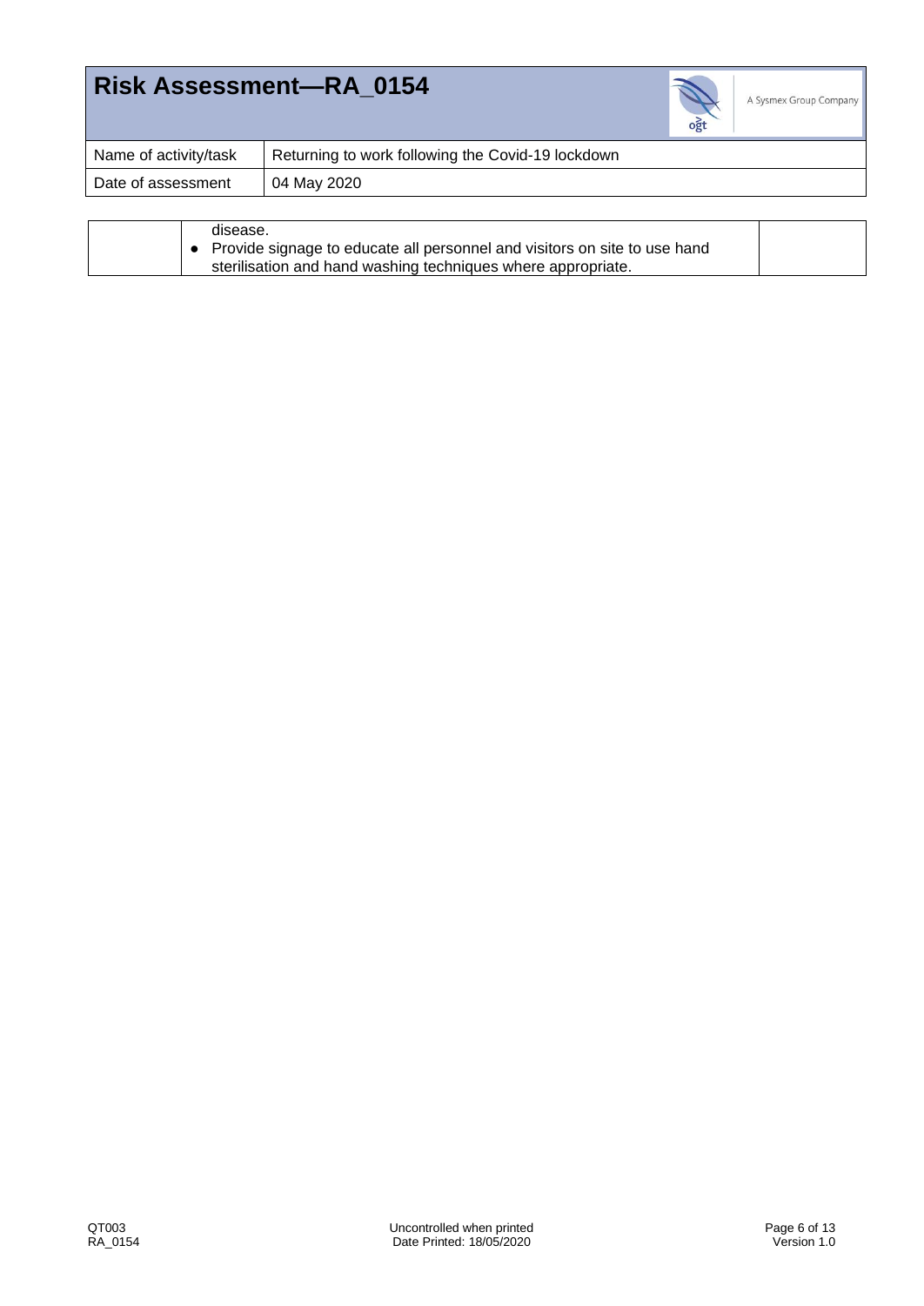| | | |
|---|---|---|
| | disease.<br>• Provide signage to educate all personnel and visitors on site to use hand sterilisation and hand washing techniques where appropriate. | |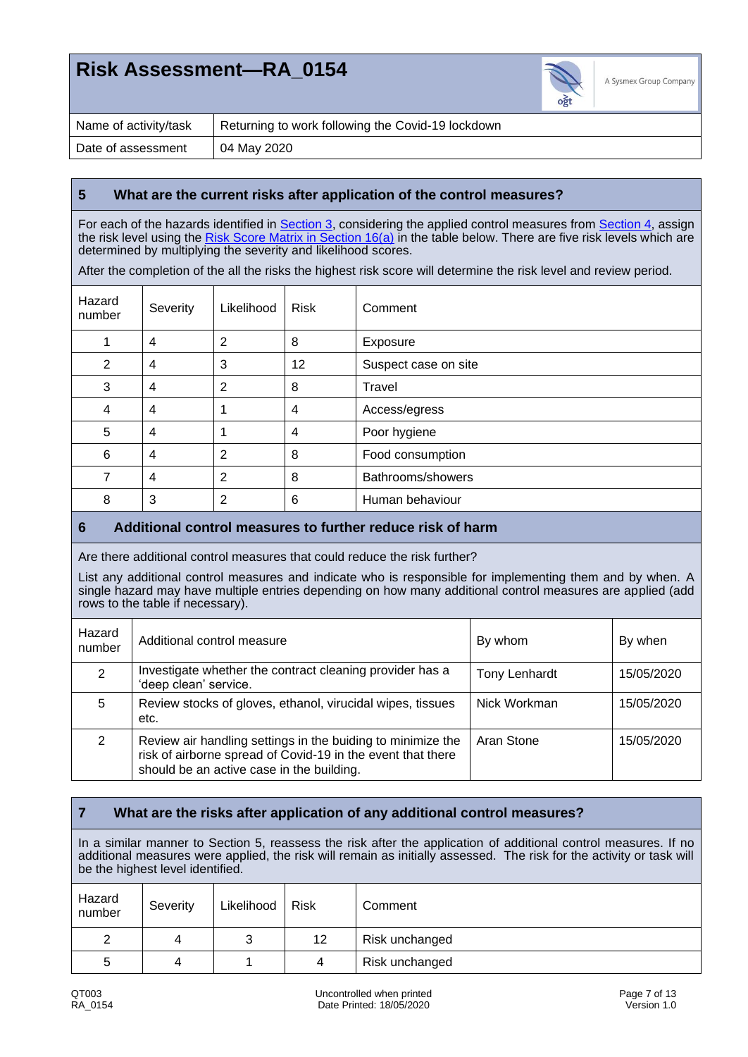# Risk Assessment—RA_0154

| Name of activity/task | Returning to work following the Covid-19 lockdown |
|---|---|
| Date of assessment | 04 May 2020 |

## 5 What are the current risks after application of the control measures?

For each of the hazards identified in Section 3, considering the applied control measures from Section 4, assign the risk level using the Risk Score Matrix in Section 16(a) in the table below. There are five risk levels which are determined by multiplying the severity and likelihood scores.

After the completion of the all the risks the highest risk score will determine the risk level and review period.

| Hazard number | Severity | Likelihood | Risk | Comment |
|---|---|---|---|---|
| 1 | 4 | 2 | 8 | Exposure |
| 2 | 4 | 3 | 12 | Suspect case on site |
| 3 | 4 | 2 | 8 | Travel |
| 4 | 4 | 1 | 4 | Access/egress |
| 5 | 4 | 1 | 4 | Poor hygiene |
| 6 | 4 | 2 | 8 | Food consumption |
| 7 | 4 | 2 | 8 | Bathrooms/showers |
| 8 | 3 | 2 | 6 | Human behaviour |

## 6 Additional control measures to further reduce risk of harm

Are there additional control measures that could reduce the risk further?

List any additional control measures and indicate who is responsible for implementing them and by when. A single hazard may have multiple entries depending on how many additional control measures are applied (add rows to the table if necessary).

| Hazard number | Additional control measure | By whom | By when |
|---|---|---|---|
| 2 | Investigate whether the contract cleaning provider has a 'deep clean' service. | Tony Lenhardt | 15/05/2020 |
| 5 | Review stocks of gloves, ethanol, virucidal wipes, tissues etc. | Nick Workman | 15/05/2020 |
| 2 | Review air handling settings in the buiding to minimize the risk of airborne spread of Covid-19 in the event that there should be an active case in the building. | Aran Stone | 15/05/2020 |

## 7 What are the risks after application of any additional control measures?

In a similar manner to Section 5, reassess the risk after the application of additional control measures. If no additional measures were applied, the risk will remain as initially assessed. The risk for the activity or task will be the highest level identified.

| Hazard number | Severity | Likelihood | Risk | Comment |
|---|---|---|---|---|
| 2 | 4 | 3 | 12 | Risk unchanged |
| 5 | 4 | 1 | 4 | Risk unchanged |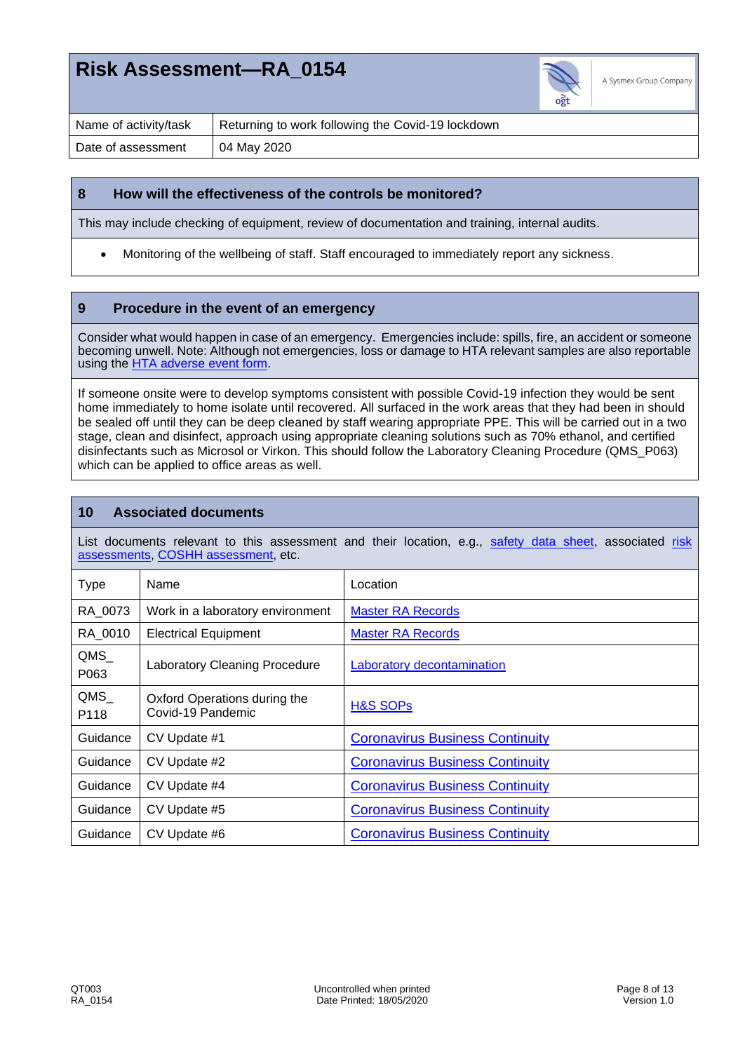# Risk Assessment—RA_0154

| Name of activity/task | Returning to work following the Covid-19 lockdown |
|---|---|
| Date of assessment | 04 May 2020 |

## 8 How will the effectiveness of the controls be monitored?

This may include checking of equipment, review of documentation and training, internal audits.

- Monitoring of the wellbeing of staff. Staff encouraged to immediately report any sickness.

## 9 Procedure in the event of an emergency

Consider what would happen in case of an emergency. Emergencies include: spills, fire, an accident or someone becoming unwell. Note: Although not emergencies, loss or damage to HTA relevant samples are also reportable using the HTA adverse event form.

If someone onsite were to develop symptoms consistent with possible Covid-19 infection they would be sent home immediately to home isolate until recovered. All surfaced in the work areas that they had been in should be sealed off until they can be deep cleaned by staff wearing appropriate PPE. This will be carried out in a two stage, clean and disinfect, approach using appropriate cleaning solutions such as 70% ethanol, and certified disinfectants such as Microsol or Virkon. This should follow the Laboratory Cleaning Procedure (QMS_P063) which can be applied to office areas as well.

## 10 Associated documents

List documents relevant to this assessment and their location, e.g., safety data sheet, associated risk assessments, COSHH assessment, etc.

| Type | Name | Location |
|---|---|---|
| RA_0073 | Work in a laboratory environment | Master RA Records |
| RA_0010 | Electrical Equipment | Master RA Records |
| QMS_ P063 | Laboratory Cleaning Procedure | Laboratory decontamination |
| QMS_ P118 | Oxford Operations during the Covid-19 Pandemic | H&S SOPs |
| Guidance | CV Update #1 | Coronavirus Business Continuity |
| Guidance | CV Update #2 | Coronavirus Business Continuity |
| Guidance | CV Update #4 | Coronavirus Business Continuity |
| Guidance | CV Update #5 | Coronavirus Business Continuity |
| Guidance | CV Update #6 | Coronavirus Business Continuity |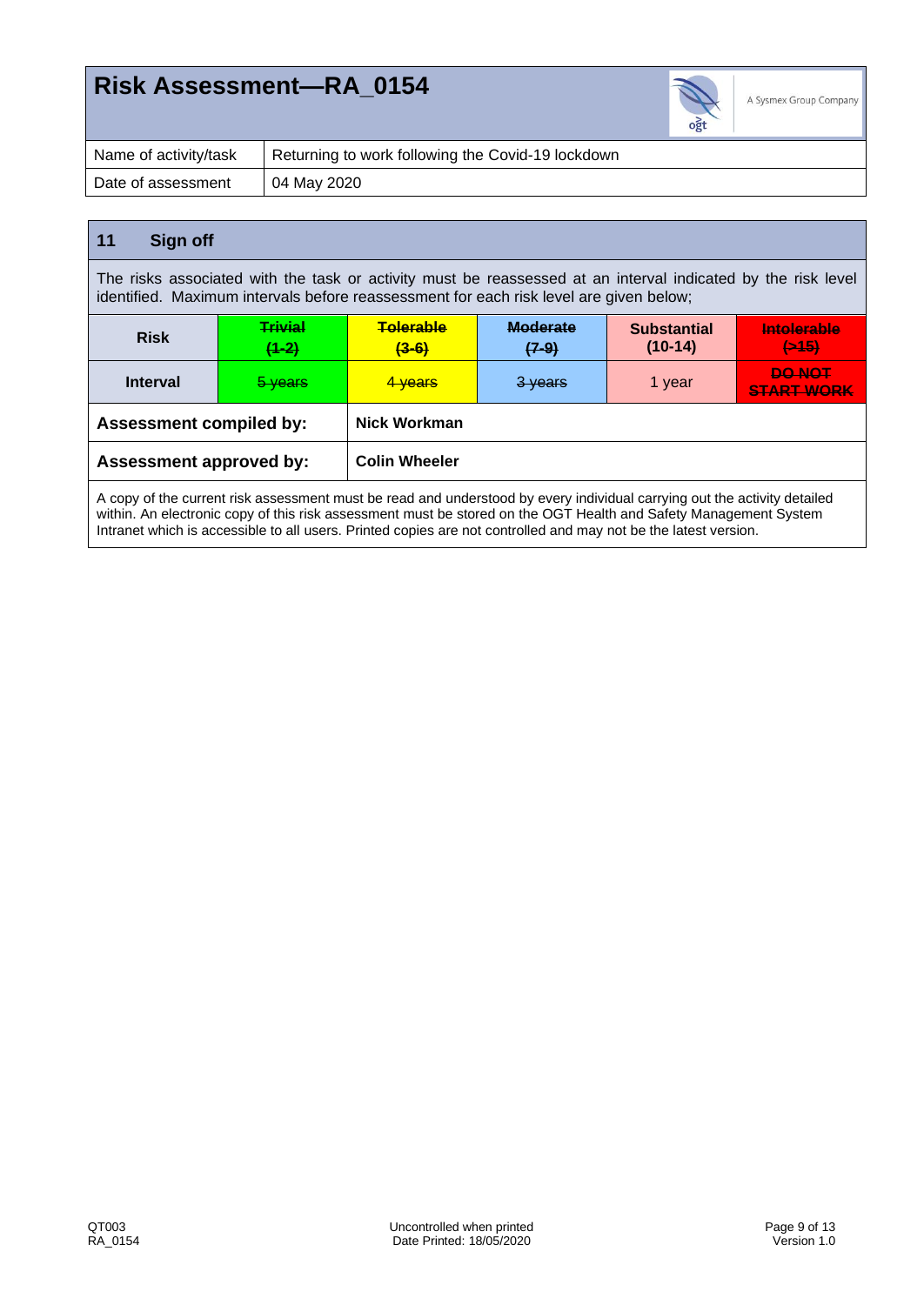# Risk Assessment—RA_0154

| Name of activity/task | Returning to work following the Covid-19 lockdown |
|---|---|
| Date of assessment | 04 May 2020 |

## 11 Sign off

The risks associated with the task or activity must be reassessed at an interval indicated by the risk level identified. Maximum intervals before reassessment for each risk level are given below;

| Risk | ~~Trivial (1-2)~~ | ~~Tolerable (3-6)~~ | ~~Moderate (7-9)~~ | **Substantial (10-14)** | ~~Intolerable (>15)~~ |
|---|---|---|---|---|---|
| **Interval** | ~~5 years~~ | ~~4 years~~ | ~~3 years~~ | 1 year | ~~DO NOT START WORK~~ |

| **Assessment compiled by:** | **Nick Workman** |
|---|---|
| **Assessment approved by:** | **Colin Wheeler** |

A copy of the current risk assessment must be read and understood by every individual carrying out the activity detailed within. An electronic copy of this risk assessment must be stored on the OGT Health and Safety Management System Intranet which is accessible to all users. Printed copies are not controlled and may not be the latest version.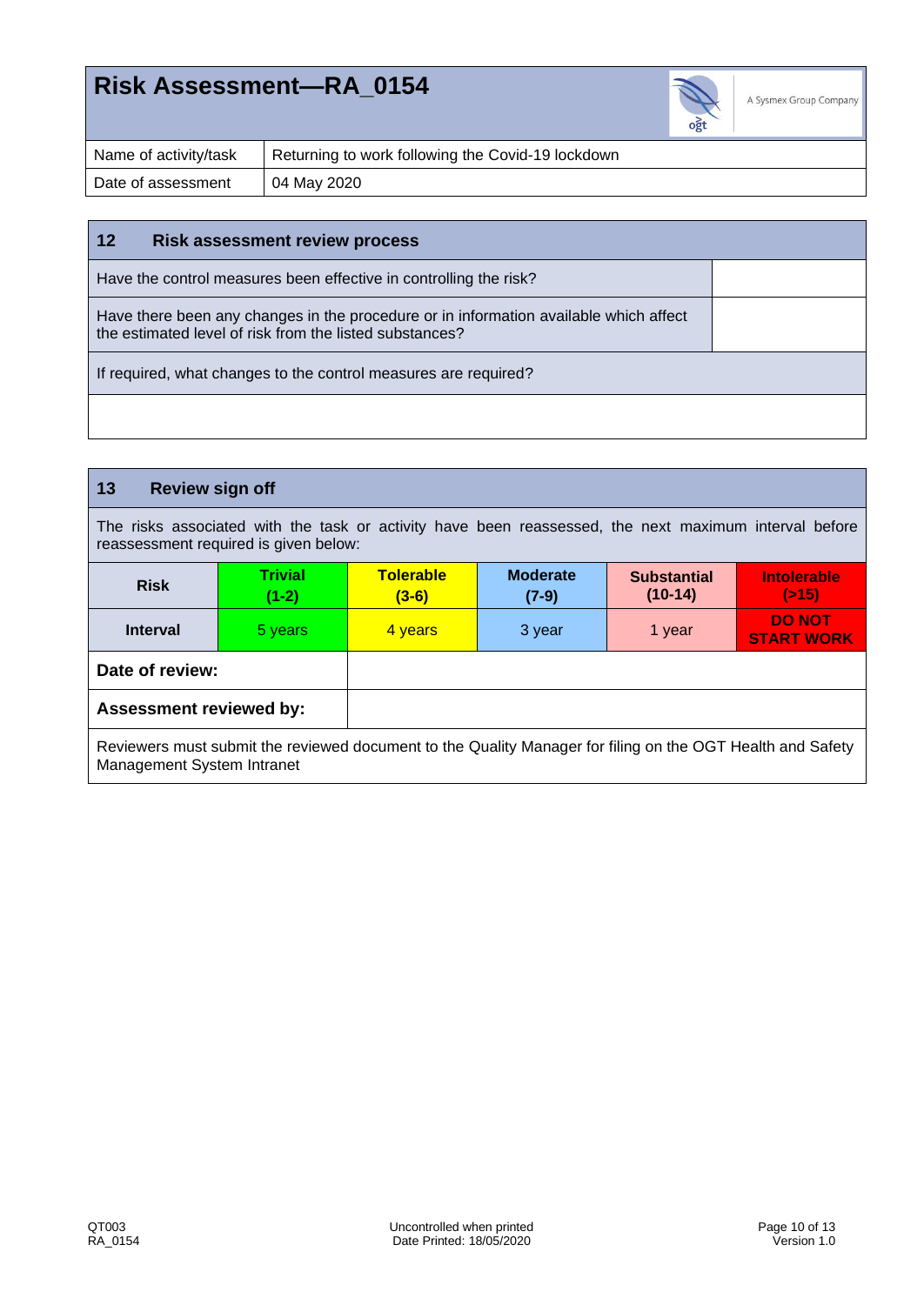# Risk Assessment—RA_0154

| Name of activity/task | Returning to work following the Covid-19 lockdown |
| --- | --- |
| Date of assessment | 04 May 2020 |

## 12 Risk assessment review process

| | |
| --- | --- |
| Have the control measures been effective in controlling the risk? | |
| Have there been any changes in the procedure or in information available which affect the estimated level of risk from the listed substances? | |
| If required, what changes to the control measures are required? | |
| | |

## 13 Review sign off

The risks associated with the task or activity have been reassessed, the next maximum interval before reassessment required is given below:

| Risk | Trivial (1-2) | Tolerable (3-6) | Moderate (7-9) | Substantial (10-14) | Intolerable (>15) |
| --- | --- | --- | --- | --- | --- |
| Interval | 5 years | 4 years | 3 year | 1 year | DO NOT START WORK |

| | |
| --- | --- |
| **Date of review:** | |
| **Assessment reviewed by:** | |

Reviewers must submit the reviewed document to the Quality Manager for filing on the OGT Health and Safety Management System Intranet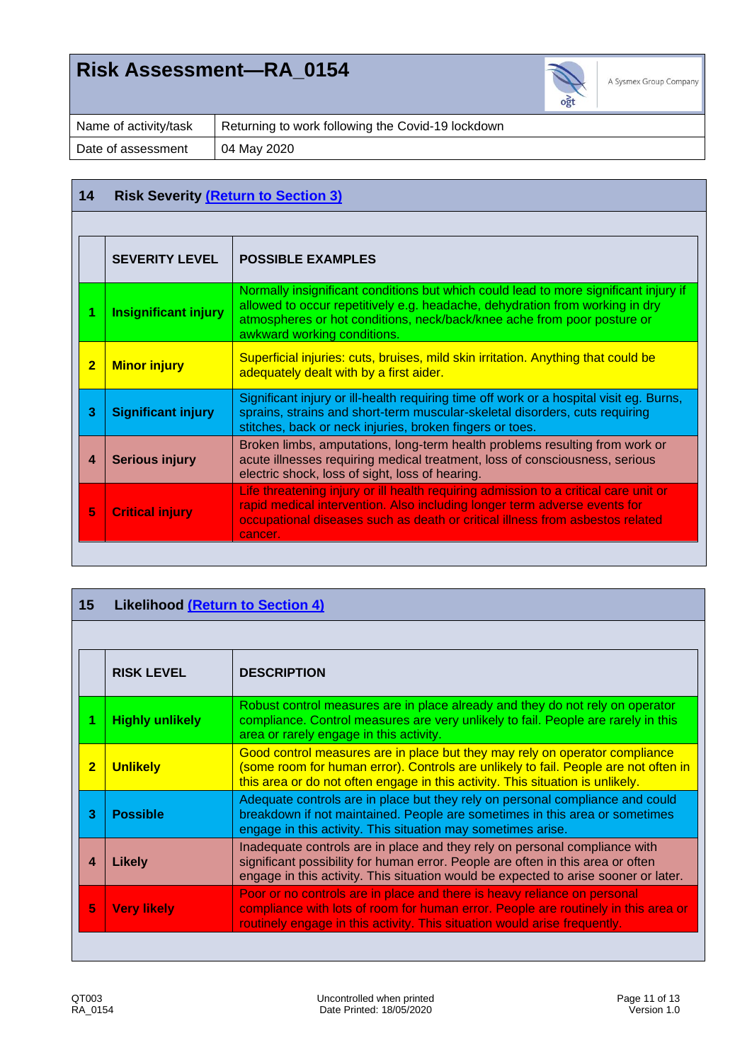# Risk Assessment—RA_0154

| Name of activity/task | Returning to work following the Covid-19 lockdown |
|---|---|
| Date of assessment | 04 May 2020 |

## 14 Risk Severity (Return to Section 3)

| | SEVERITY LEVEL | POSSIBLE EXAMPLES |
|---|---|---|
| 1 | **Insignificant injury** | Normally insignificant conditions but which could lead to more significant injury if allowed to occur repetitively e.g. headache, dehydration from working in dry atmospheres or hot conditions, neck/back/knee ache from poor posture or awkward working conditions. |
| 2 | **Minor injury** | Superficial injuries: cuts, bruises, mild skin irritation. Anything that could be adequately dealt with by a first aider. |
| 3 | **Significant injury** | Significant injury or ill-health requiring time off work or a hospital visit eg. Burns, sprains, strains and short-term muscular-skeletal disorders, cuts requiring stitches, back or neck injuries, broken fingers or toes. |
| 4 | **Serious injury** | Broken limbs, amputations, long-term health problems resulting from work or acute illnesses requiring medical treatment, loss of consciousness, serious electric shock, loss of sight, loss of hearing. |
| 5 | **Critical injury** | Life threatening injury or ill health requiring admission to a critical care unit or rapid medical intervention. Also including longer term adverse events for occupational diseases such as death or critical illness from asbestos related cancer. |

## 15 Likelihood (Return to Section 4)

| | RISK LEVEL | DESCRIPTION |
|---|---|---|
| 1 | **Highly unlikely** | Robust control measures are in place already and they do not rely on operator compliance. Control measures are very unlikely to fail. People are rarely in this area or rarely engage in this activity. |
| 2 | **Unlikely** | Good control measures are in place but they may rely on operator compliance (some room for human error). Controls are unlikely to fail. People are not often in this area or do not often engage in this activity. This situation is unlikely. |
| 3 | **Possible** | Adequate controls are in place but they rely on personal compliance and could breakdown if not maintained. People are sometimes in this area or sometimes engage in this activity. This situation may sometimes arise. |
| 4 | **Likely** | Inadequate controls are in place and they rely on personal compliance with significant possibility for human error. People are often in this area or often engage in this activity. This situation would be expected to arise sooner or later. |
| 5 | **Very likely** | Poor or no controls are in place and there is heavy reliance on personal compliance with lots of room for human error. People are routinely in this area or routinely engage in this activity. This situation would arise frequently. |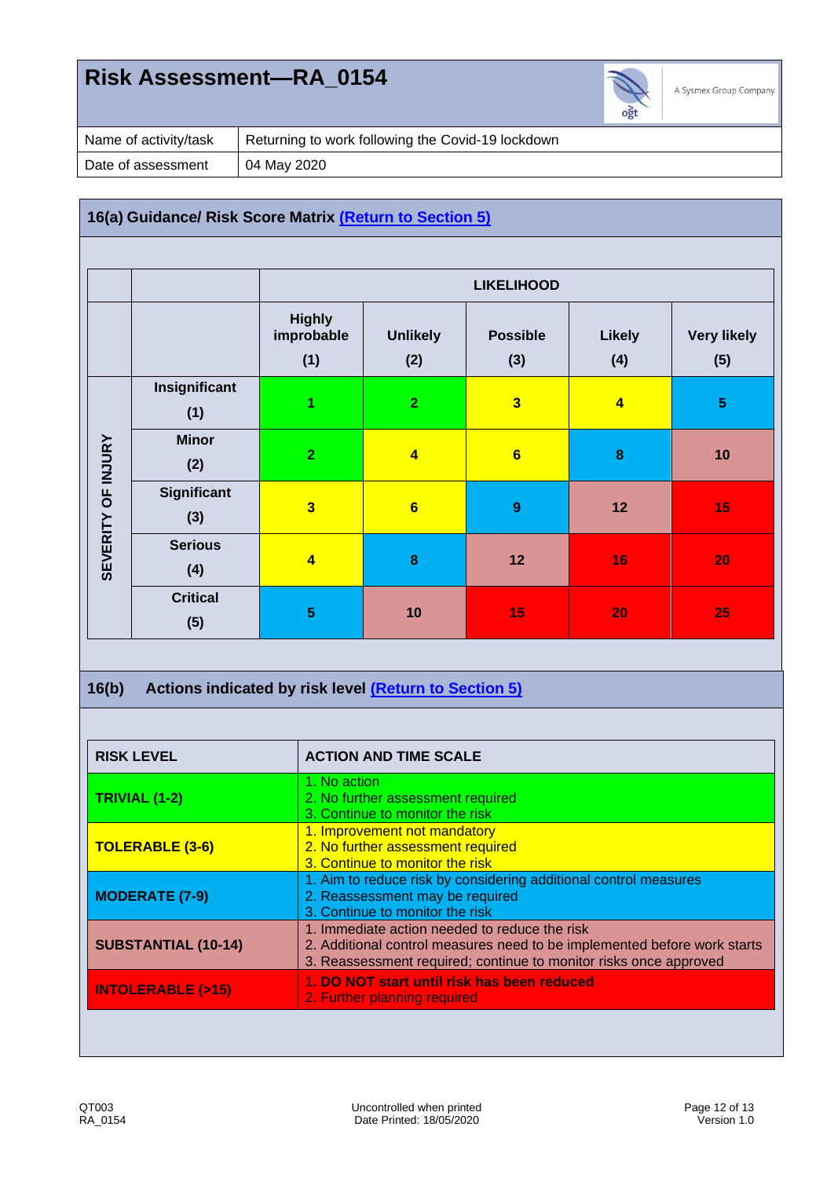# Risk Assessment—RA_0154

| Name of activity/task | Returning to work following the Covid-19 lockdown |
|---|---|
| Date of assessment | 04 May 2020 |

## 16(a) Guidance/ Risk Score Matrix (Return to Section 5)

| | | LIKELIHOOD | | | | |
|---|---|---|---|---|---|---|
| | | Highly improbable (1) | Unlikely (2) | Possible (3) | Likely (4) | Very likely (5) |
| SEVERITY OF INJURY | Insignificant (1) | 1 | 2 | 3 | 4 | 5 |
| | Minor (2) | 2 | 4 | 6 | 8 | 10 |
| | Significant (3) | 3 | 6 | 9 | 12 | 15 |
| | Serious (4) | 4 | 8 | 12 | 16 | 20 |
| | Critical (5) | 5 | 10 | 15 | 20 | 25 |

## 16(b) Actions indicated by risk level (Return to Section 5)

| RISK LEVEL | ACTION AND TIME SCALE |
|---|---|
| **TRIVIAL (1-2)** | 1. No action<br>2. No further assessment required<br>3. Continue to monitor the risk |
| **TOLERABLE (3-6)** | 1. Improvement not mandatory<br>2. No further assessment required<br>3. Continue to monitor the risk |
| **MODERATE (7-9)** | 1. Aim to reduce risk by considering additional control measures<br>2. Reassessment may be required<br>3. Continue to monitor the risk |
| **SUBSTANTIAL (10-14)** | 1. Immediate action needed to reduce the risk<br>2. Additional control measures need to be implemented before work starts<br>3. Reassessment required; continue to monitor risks once approved |
| **INTOLERABLE (>15)** | 1. **DO NOT start until risk has been reduced**<br>2. Further planning required |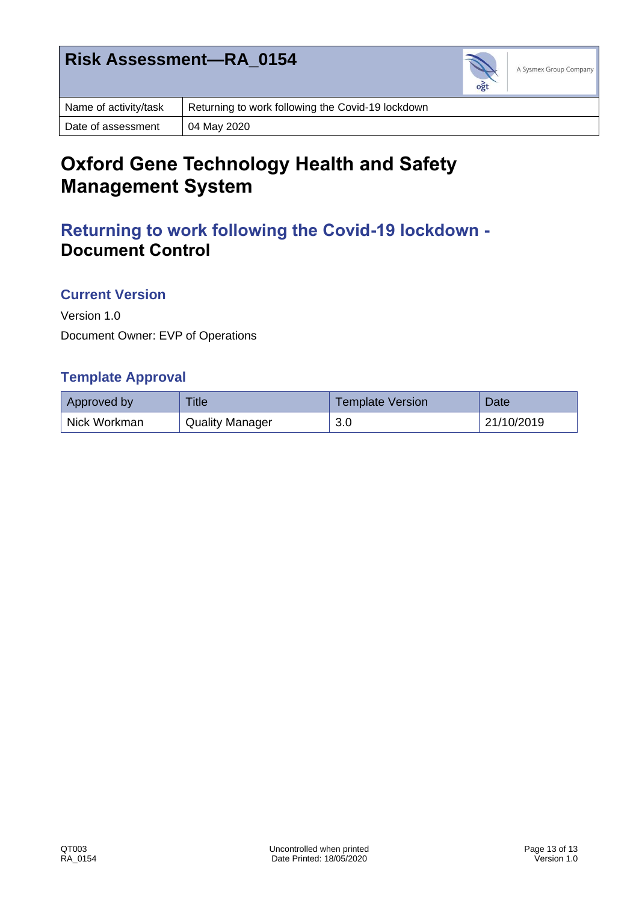# Risk Assessment—RA_0154

| | |
|---|---|
| Name of activity/task | Returning to work following the Covid-19 lockdown |
| Date of assessment | 04 May 2020 |

# Oxford Gene Technology Health and Safety Management System

## Returning to work following the Covid-19 lockdown - Document Control

### Current Version

Version 1.0

Document Owner: EVP of Operations

### Template Approval

| Approved by | Title | Template Version | Date |
|---|---|---|---|
| Nick Workman | Quality Manager | 3.0 | 21/10/2019 |